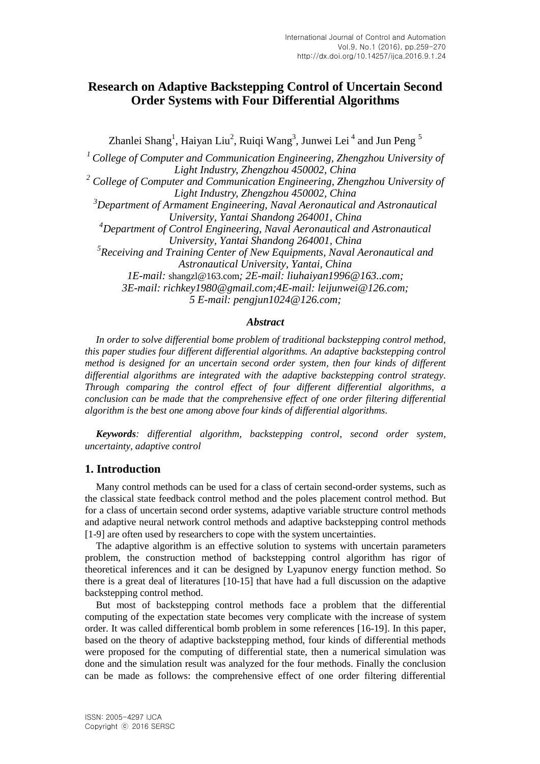# Research on Adaptive Backstepping Control of Uncertain Second Order Systems with Four Differential Algorithms

Zhanlei Shang[1], Haiyan Liu[2], Ruiqi Wang[3], Junwei Lei[4] and Jun Peng[5]

*[1] College of Computer and Communication Engineering, Zhengzhou University of Light Industry, Zhengzhou 450002, China*
*[2] College of Computer and Communication Engineering, Zhengzhou University of Light Industry, Zhengzhou 450002, China*
*[3]Department of Armament Engineering, Naval Aeronautical and Astronautical University, Yantai Shandong 264001, China*
*[4]Department of Control Engineering, Naval Aeronautical and Astronautical University, Yantai Shandong 264001, China*
*[5]Receiving and Training Center of New Equipments, Naval Aeronautical and Astronautical University, Yantai, China*
*1E-mail:* shangzl@163.com*; 2E-mail: liuhaiyan1996@163..com;*
*3E-mail: richkey1980@gmail.com;4E-mail: leijunwei@126.com;*
*5 E-mail: pengjun1024@126.com;*

### *Abstract*

*In order to solve differential bome problem of traditional backstepping control method, this paper studies four different differential algorithms. An adaptive backstepping control method is designed for an uncertain second order system, then four kinds of different differential algorithms are integrated with the adaptive backstepping control strategy. Through comparing the control effect of four different differential algorithms, a conclusion can be made that the comprehensive effect of one order filtering differential algorithm is the best one among above four kinds of differential algorithms.*

***Keywords****: differential algorithm, backstepping control, second order system, uncertainty, adaptive control*

## 1. Introduction

Many control methods can be used for a class of certain second-order systems, such as the classical state feedback control method and the poles placement control method. But for a class of uncertain second order systems, adaptive variable structure control methods and adaptive neural network control methods and adaptive backstepping control methods [1-9] are often used by researchers to cope with the system uncertainties.

The adaptive algorithm is an effective solution to systems with uncertain parameters problem, the construction method of backstepping control algorithm has rigor of theoretical inferences and it can be designed by Lyapunov energy function method. So there is a great deal of literatures [10-15] that have had a full discussion on the adaptive backstepping control method.

But most of backstepping control methods face a problem that the differential computing of the expectation state becomes very complicate with the increase of system order. It was called differencical bomb problem in some references [16-19]. In this paper, based on the theory of adaptive backstepping method, four kinds of differential methods were proposed for the computing of differential state, then a numerical simulation was done and the simulation result was analyzed for the four methods. Finally the conclusion can be made as follows: the comprehensive effect of one order filtering differential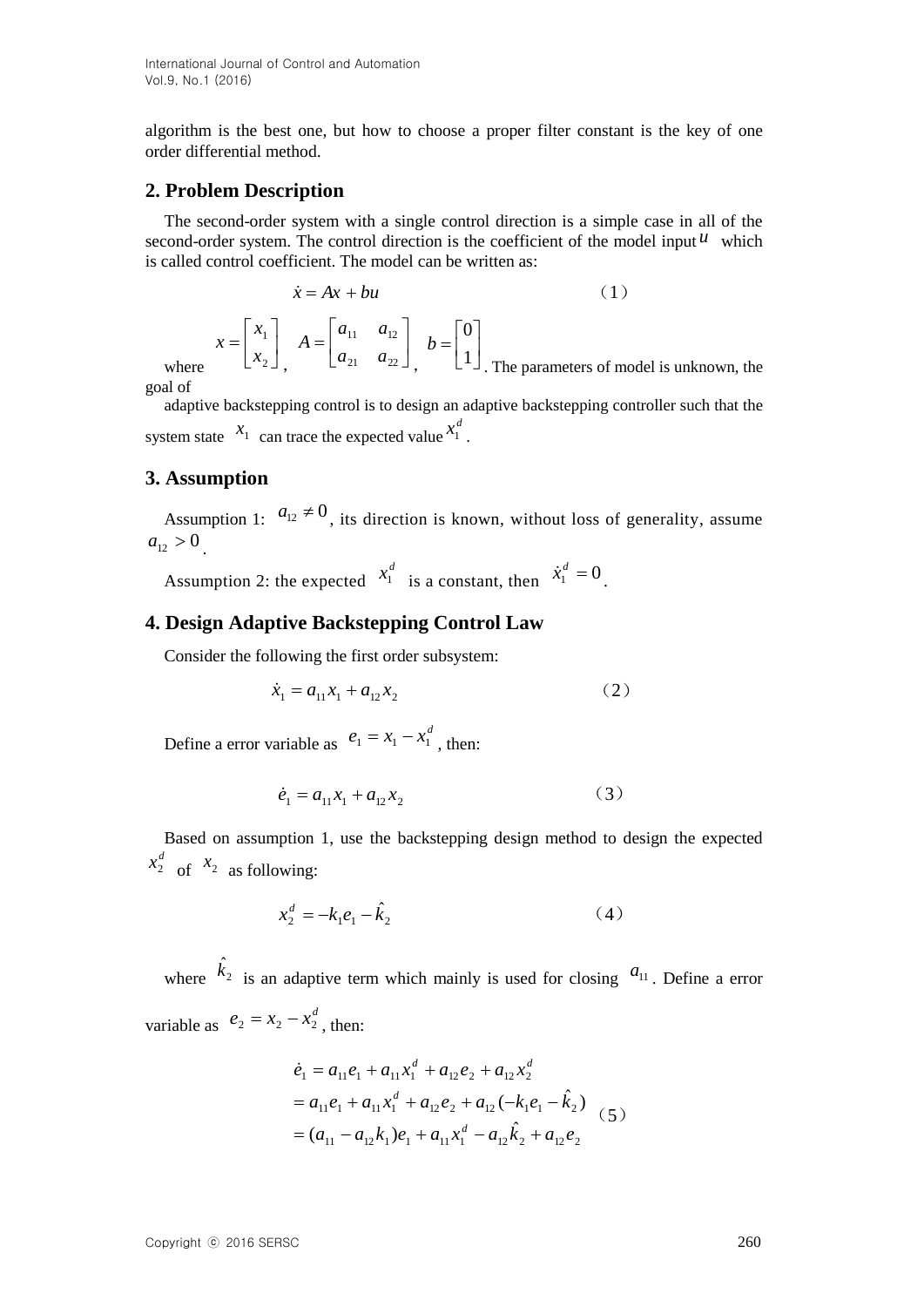algorithm is the best one, but how to choose a proper filter constant is the key of one order differential method.

## 2. Problem Description

The second-order system with a single control direction is a simple case in all of the second-order system. The control direction is the coefficient of the model input $u$ which is called control coefficient. The model can be written as:

$$\dot{x} = Ax + bu \tag{1}$$

where $x = \begin{bmatrix} x_1 \\ x_2 \end{bmatrix}$, $A = \begin{bmatrix} a_{11} & a_{12} \\ a_{21} & a_{22} \end{bmatrix}$, $b = \begin{bmatrix} 0 \\ 1 \end{bmatrix}$. The parameters of model is unknown, the goal of

adaptive backstepping control is to design an adaptive backstepping controller such that the system state $x_1$ can trace the expected value $x_1^d$.

## 3. Assumption

Assumption 1: $a_{12} \neq 0$, its direction is known, without loss of generality, assume $a_{12} > 0$.

Assumption 2: the expected $x_1^d$ is a constant, then $\dot{x}_1^d = 0$.

## 4. Design Adaptive Backstepping Control Law

Consider the following the first order subsystem:

$$\dot{x}_1 = a_{11}x_1 + a_{12}x_2 \tag{2}$$

Define a error variable as $e_1 = x_1 - x_1^d$, then:

$$\dot{e}_1 = a_{11}x_1 + a_{12}x_2 \tag{3}$$

Based on assumption 1, use the backstepping design method to design the expected $x_2^d$ of $x_2$ as following:

$$x_2^d = -k_1 e_1 - \hat{k}_2 \tag{4}$$

where $\hat{k}_2$ is an adaptive term which mainly is used for closing $a_{11}$. Define a error variable as $e_2 = x_2 - x_2^d$, then:

$$\begin{aligned} \dot{e}_1 &= a_{11}e_1 + a_{11}x_1^d + a_{12}e_2 + a_{12}x_2^d \\ &= a_{11}e_1 + a_{11}x_1^d + a_{12}e_2 + a_{12}(-k_1 e_1 - \hat{k}_2) \\ &= (a_{11} - a_{12}k_1)e_1 + a_{11}x_1^d - a_{12}\hat{k}_2 + a_{12}e_2 \end{aligned} \tag{5}$$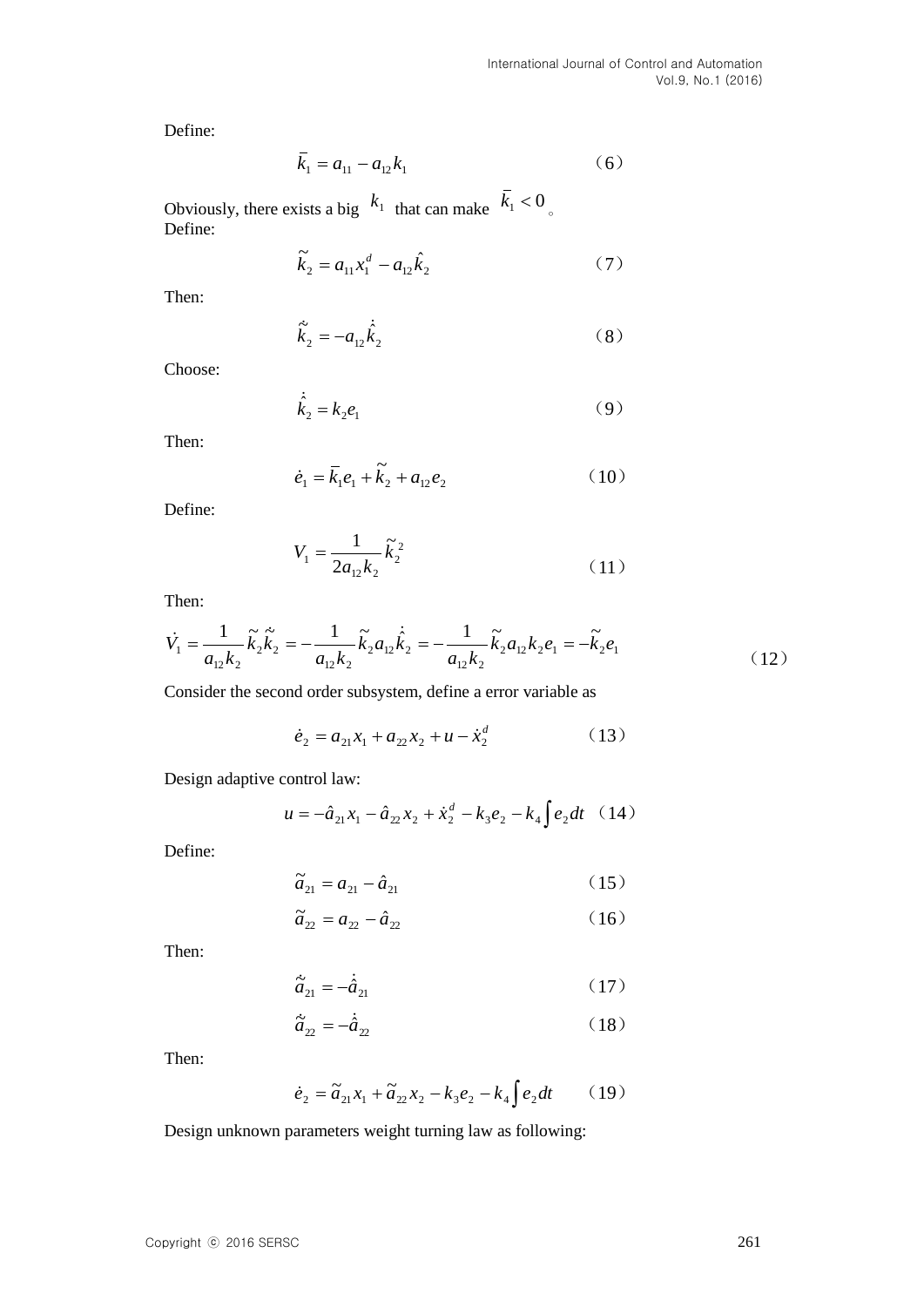Define:

$$\bar{k}_1 = a_{11} - a_{12}k_1 \qquad (6)$$

Obviously, there exists a big $k_1$ that can make $\bar{k}_1 < 0$。
Define:

$$\tilde{k}_2 = a_{11}x_1^d - a_{12}\hat{k}_2 \qquad (7)$$

Then:

$$\dot{\tilde{k}}_2 = -a_{12}\dot{\hat{k}}_2 \qquad (8)$$

Choose:

$$\dot{\hat{k}}_2 = k_2 e_1 \qquad (9)$$

Then:

$$\dot{e}_1 = \bar{k}_1 e_1 + \tilde{k}_2 + a_{12}e_2 \qquad (10)$$

Define:

$$V_1 = \frac{1}{2a_{12}k_2}\tilde{k}_2^2 \qquad (11)$$

Then:

$$\dot{V}_1 = \frac{1}{a_{12}k_2}\tilde{k}_2\dot{\tilde{k}}_2 = -\frac{1}{a_{12}k_2}\tilde{k}_2 a_{12}\dot{\hat{k}}_2 = -\frac{1}{a_{12}k_2}\tilde{k}_2 a_{12}k_2 e_1 = -\tilde{k}_2 e_1 \qquad (12)$$

Consider the second order subsystem, define a error variable as

$$\dot{e}_2 = a_{21}x_1 + a_{22}x_2 + u - \dot{x}_2^d \qquad (13)$$

Design adaptive control law:

$$u = -\hat{a}_{21}x_1 - \hat{a}_{22}x_2 + \dot{x}_2^d - k_3 e_2 - k_4\int e_2 dt \quad (14)$$

Define:

$$\tilde{a}_{21} = a_{21} - \hat{a}_{21} \qquad (15)$$

$$\tilde{a}_{22} = a_{22} - \hat{a}_{22} \qquad (16)$$

Then:

$$\dot{\tilde{a}}_{21} = -\dot{\hat{a}}_{21} \qquad (17)$$

$$\dot{\tilde{a}}_{22} = -\dot{\hat{a}}_{22} \qquad (18)$$

Then:

$$\dot{e}_2 = \tilde{a}_{21}x_1 + \tilde{a}_{22}x_2 - k_3 e_2 - k_4\int e_2 dt \qquad (19)$$

Design unknown parameters weight turning law as following: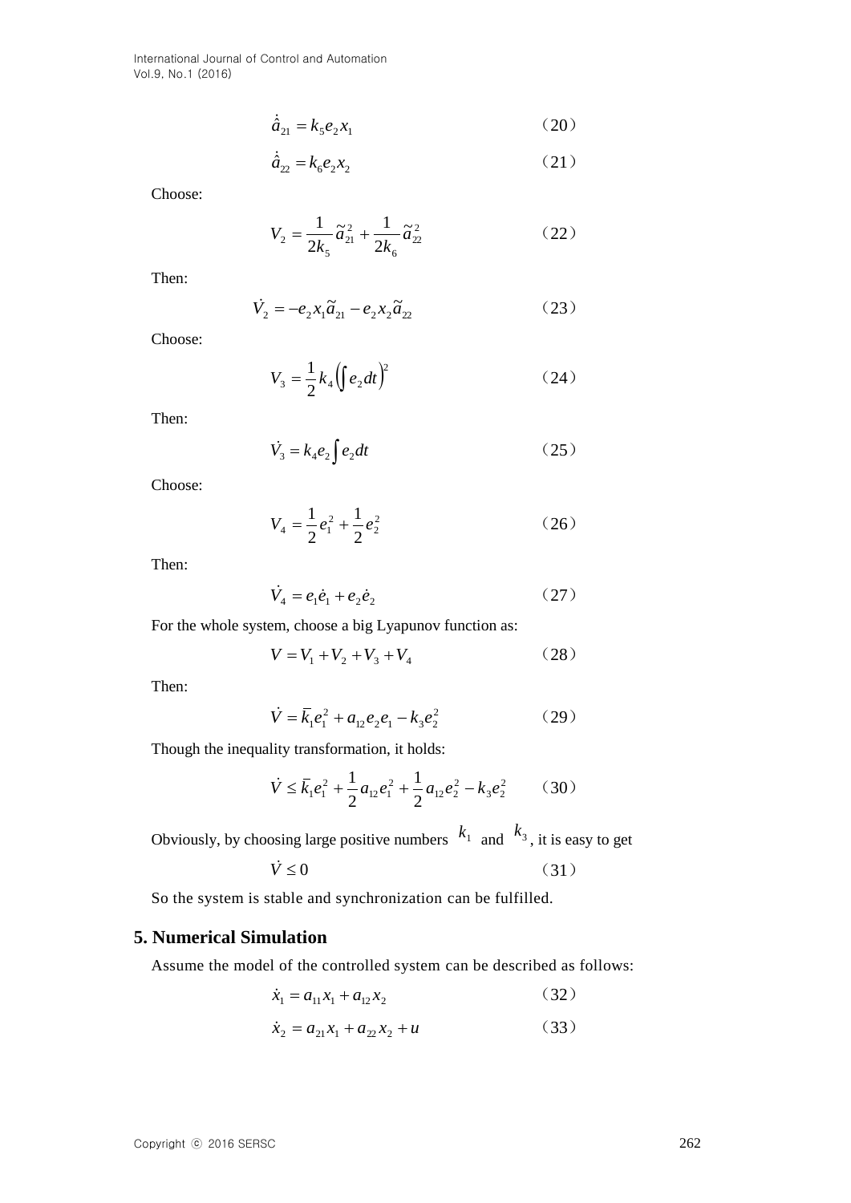$$\dot{\hat{a}}_{21} = k_5 e_2 x_1 \tag{20}$$

$$\dot{\hat{a}}_{22} = k_6 e_2 x_2 \tag{21}$$

Choose:

$$V_2 = \frac{1}{2k_5}\tilde{a}_{21}^2 + \frac{1}{2k_6}\tilde{a}_{22}^2 \tag{22}$$

Then:

$$\dot{V}_2 = -e_2 x_1 \tilde{a}_{21} - e_2 x_2 \tilde{a}_{22} \tag{23}$$

Choose:

$$V_3 = \frac{1}{2}k_4\left(\int e_2 dt\right)^2 \tag{24}$$

Then:

$$\dot{V}_3 = k_4 e_2 \int e_2 dt \tag{25}$$

Choose:

$$V_4 = \frac{1}{2}e_1^2 + \frac{1}{2}e_2^2 \tag{26}$$

Then:

$$\dot{V}_4 = e_1\dot{e}_1 + e_2\dot{e}_2 \tag{27}$$

For the whole system, choose a big Lyapunov function as:

$$V = V_1 + V_2 + V_3 + V_4 \tag{28}$$

Then:

$$\dot{V} = \bar{k}_1 e_1^2 + a_{12} e_2 e_1 - k_3 e_2^2 \tag{29}$$

Though the inequality transformation, it holds:

$$\dot{V} \le \bar{k}_1 e_1^2 + \frac{1}{2}a_{12}e_1^2 + \frac{1}{2}a_{12}e_2^2 - k_3 e_2^2 \tag{30}$$

Obviously, by choosing large positive numbers $k_1$ and $k_3$, it is easy to get

$$\dot{V} \le 0 \tag{31}$$

So the system is stable and synchronization can be fulfilled.

## 5. Numerical Simulation

Assume the model of the controlled system can be described as follows:

$$\dot{x}_1 = a_{11}x_1 + a_{12}x_2 \tag{32}$$

$$\dot{x}_2 = a_{21}x_1 + a_{22}x_2 + u \tag{33}$$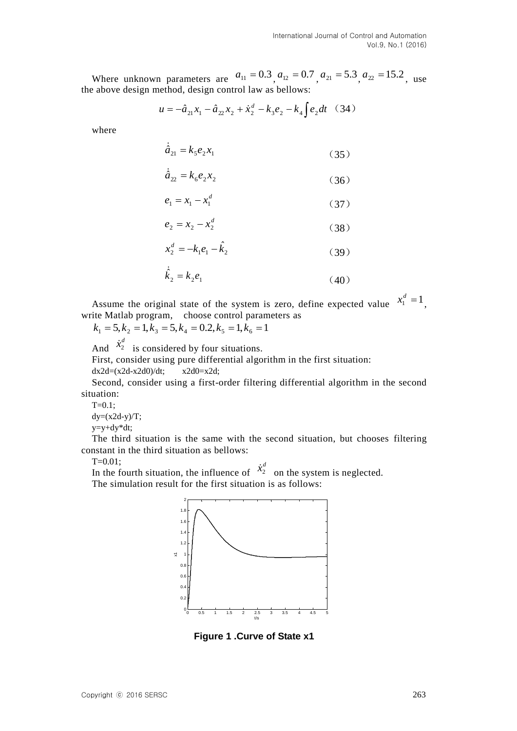Where unknown parameters are $a_{11} = 0.3$, $a_{12} = 0.7$, $a_{21} = 5.3$, $a_{22} = 15.2$, use the above design method, design control law as bellows:

$$u = -\hat{a}_{21}x_1 - \hat{a}_{22}x_2 + \dot{x}_2^d - k_3 e_2 - k_4 \int e_2 dt \quad (34)$$

where

$$\dot{\hat{a}}_{21} = k_5 e_2 x_1 \quad (35)$$

$$\dot{\hat{a}}_{22} = k_6 e_2 x_2 \quad (36)$$

$$e_1 = x_1 - x_1^d \quad (37)$$

$$e_2 = x_2 - x_2^d \quad (38)$$

$$x_2^d = -k_1 e_1 - \hat{k}_2 \quad (39)$$

$$\dot{\hat{k}}_2 = k_2 e_1 \quad (40)$$

Assume the original state of the system is zero, define expected value $x_1^d = 1$, write Matlab program, choose control parameters as

$k_1 = 5, k_2 = 1, k_3 = 5, k_4 = 0.2, k_5 = 1, k_6 = 1$

And $\dot{x}_2^d$ is considered by four situations.

First, consider using pure differential algorithm in the first situation:

```
dx2d=(x2d-x2d0)/dt;    x2d0=x2d;
```

Second, consider using a first-order filtering differential algorithm in the second situation:

```
T=0.1;
dy=(x2d-y)/T;
y=y+dy*dt;
```

The third situation is the same with the second situation, but chooses filtering constant in the third situation as bellows:

```
T=0.01;
```

In the fourth situation, the influence of $\dot{x}_2^d$ on the system is neglected.

The simulation result for the first situation is as follows:

**Figure 1 .Curve of State x1**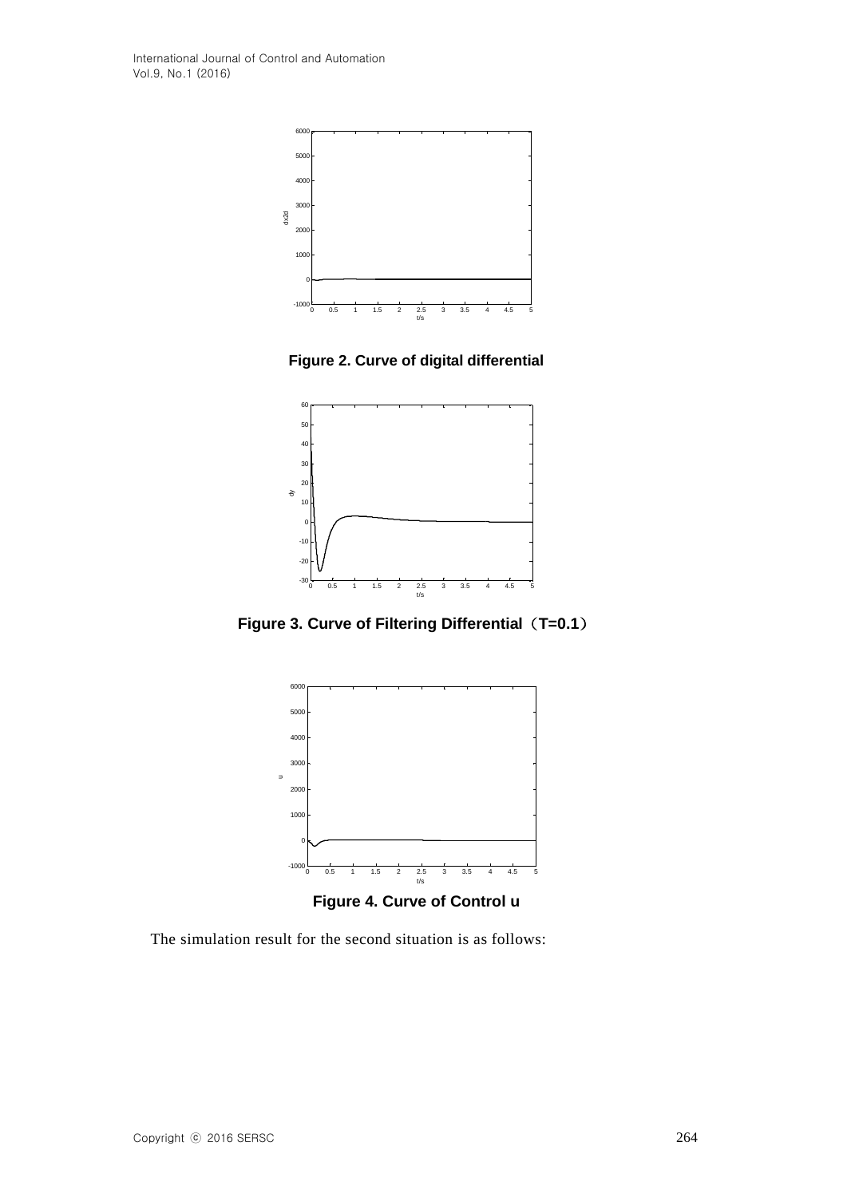**Figure 2. Curve of digital differential**

**Figure 3. Curve of Filtering Differential（T=0.1）**

**Figure 4. Curve of Control u**

The simulation result for the second situation is as follows: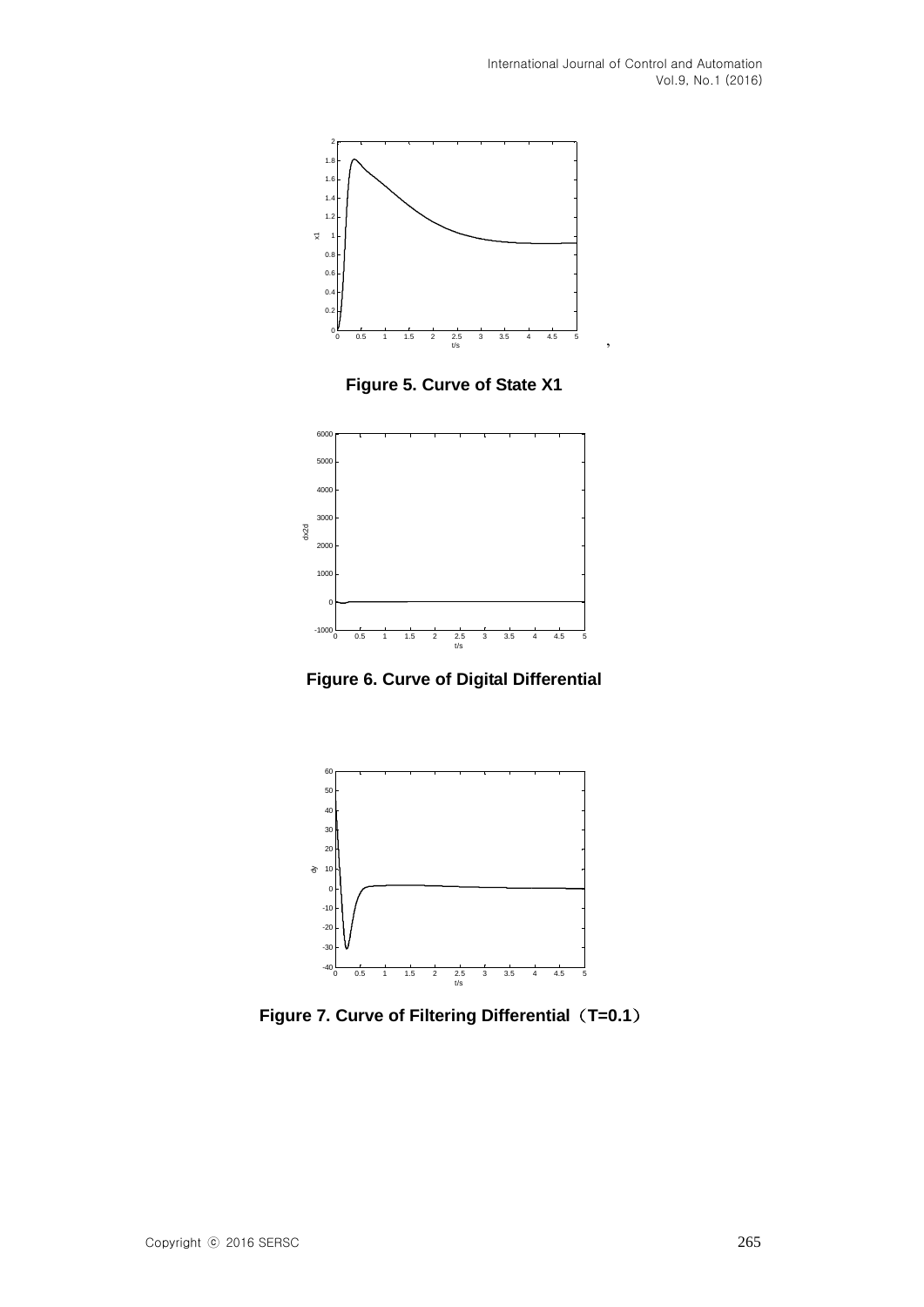Figure 5. Curve of State X1

Figure 6. Curve of Digital Differential

Figure 7. Curve of Filtering Differential（T=0.1）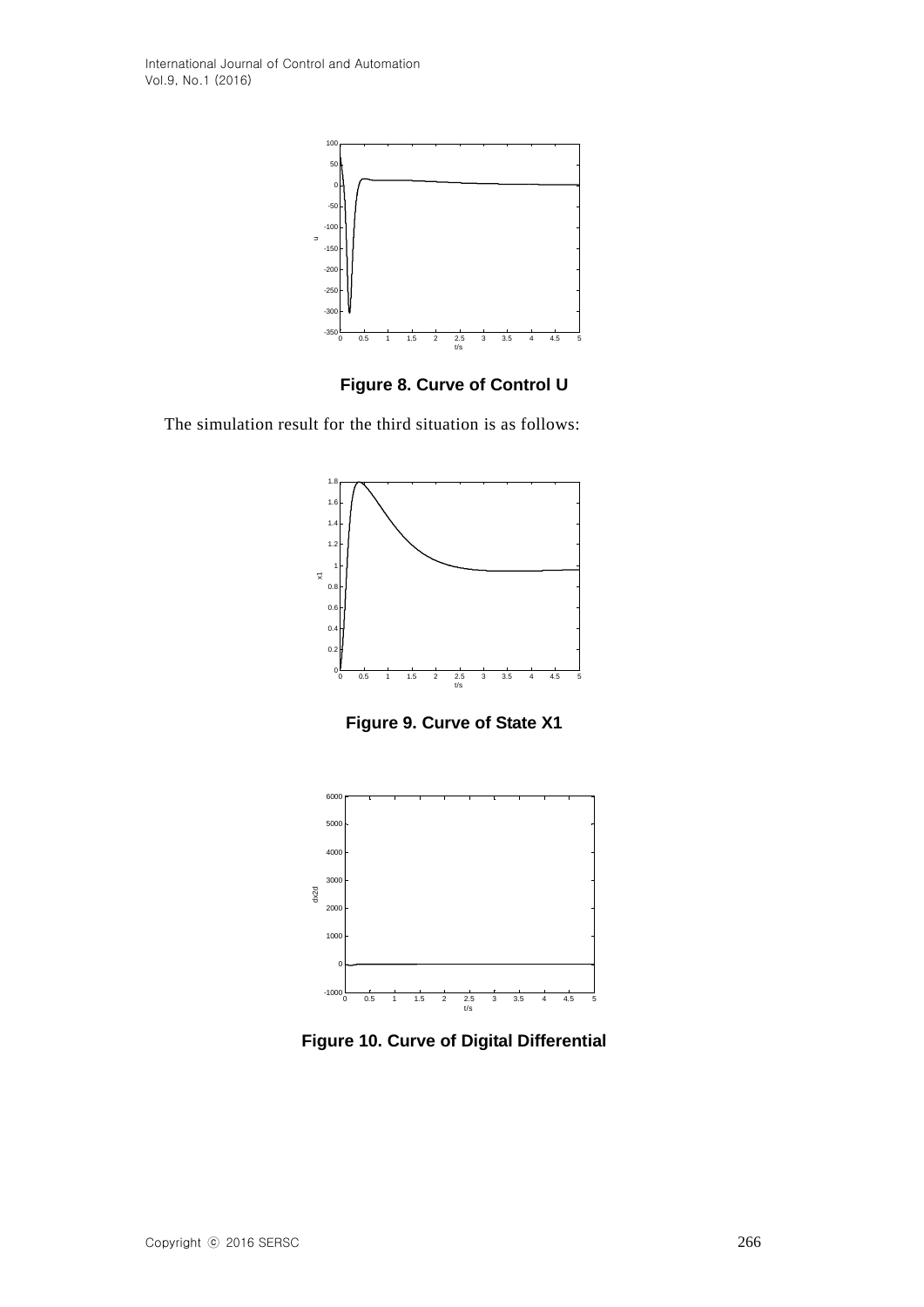**Figure 8. Curve of Control U**

The simulation result for the third situation is as follows:

**Figure 9. Curve of State X1**

**Figure 10. Curve of Digital Differential**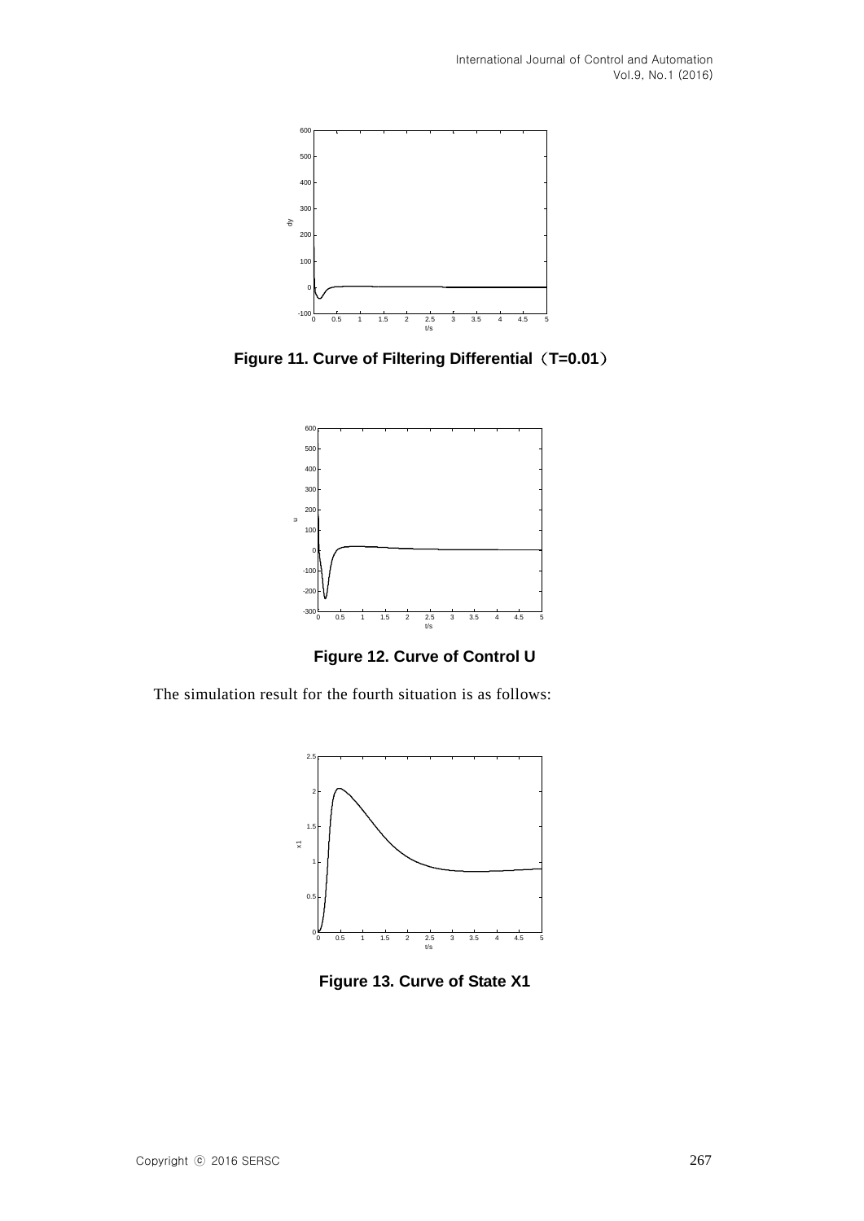**Figure 11. Curve of Filtering Differential（T=0.01）**

**Figure 12. Curve of Control U**

The simulation result for the fourth situation is as follows:

**Figure 13. Curve of State X1**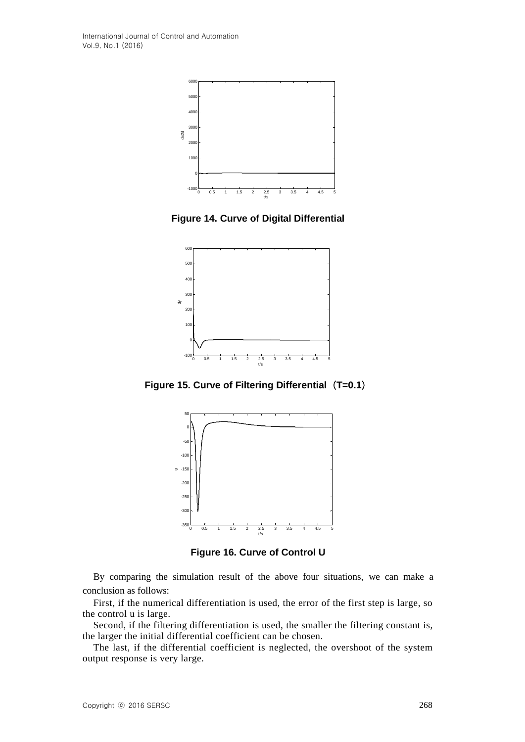**Figure 14. Curve of Digital Differential**

**Figure 15. Curve of Filtering Differential（T=0.1）**

**Figure 16. Curve of Control U**

By comparing the simulation result of the above four situations, we can make a conclusion as follows:

First, if the numerical differentiation is used, the error of the first step is large, so the control u is large.

Second, if the filtering differentiation is used, the smaller the filtering constant is, the larger the initial differential coefficient can be chosen.

The last, if the differential coefficient is neglected, the overshoot of the system output response is very large.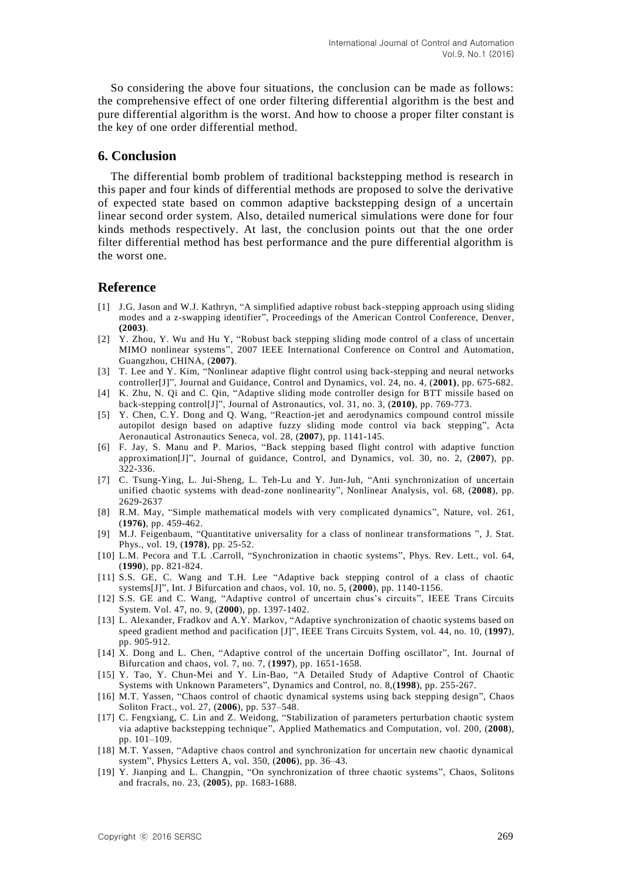So considering the above four situations, the conclusion can be made as follows: the comprehensive effect of one order filtering differential algorithm is the best and pure differential algorithm is the worst. And how to choose a proper filter constant is the key of one order differential method.

## 6. Conclusion

The differential bomb problem of traditional backstepping method is research in this paper and four kinds of differential methods are proposed to solve the derivative of expected state based on common adaptive backstepping design of a uncertain linear second order system. Also, detailed numerical simulations were done for four kinds methods respectively. At last, the conclusion points out that the one order filter differential method has best performance and the pure differential algorithm is the worst one.

## Reference

[1] J.G. Jason and W.J. Kathryn, "A simplified adaptive robust back-stepping approach using sliding modes and a z-swapping identifier", Proceedings of the American Control Conference, Denver, **(2003)**.

[2] Y. Zhou, Y. Wu and Hu Y, "Robust back stepping sliding mode control of a class of uncertain MIMO nonlinear systems", 2007 IEEE International Conference on Control and Automation, Guangzhou, CHINA, (**2007)**.

[3] T. Lee and Y. Kim, "Nonlinear adaptive flight control using back-stepping and neural networks controller[J]", Journal and Guidance, Control and Dynamics, vol. 24, no. 4, (**2001)**, pp. 675-682.

[4] K. Zhu, N. Qi and C. Qin, "Adaptive sliding mode controller design for BTT missile based on back-stepping control[J]", Journal of Astronautics, vol. 31, no. 3, (**2010**), pp. 769-773.

[5] Y. Chen, C.Y. Dong and Q. Wang, "Reaction-jet and aerodynamics compound control missile autopilot design based on adaptive fuzzy sliding mode control via back stepping", Acta Aeronautical Astronautics Seneca, vol. 28, (**2007**), pp. 1141-145.

[6] F. Jay, S. Manu and P. Marios, "Back stepping based flight control with adaptive function approximation[J]", Journal of guidance, Control, and Dynamics, vol. 30, no. 2, (**2007**), pp. 322-336.

[7] C. Tsung-Ying, L. Jui-Sheng, L. Teh-Lu and Y. Jun-Juh, "Anti synchronization of uncertain unified chaotic systems with dead-zone nonlinearity", Nonlinear Analysis, vol. 68, (**2008**), pp. 2629-2637

[8] R.M. May, "Simple mathematical models with very complicated dynamics", Nature, vol. 261, (**1976)**, pp. 459-462.

[9] M.J. Feigenbaum, "Quantitative universality for a class of nonlinear transformations ", J. Stat. Phys., vol. 19, (**1978)**, pp. 25-52.

[10] L.M. Pecora and T.L .Carroll, "Synchronization in chaotic systems", Phys. Rev. Lett., vol. 64, (**1990**), pp. 821-824.

[11] S.S. GE, C. Wang and T.H. Lee "Adaptive back stepping control of a class of chaotic systems[J]", Int. J Bifurcation and chaos, vol. 10, no. 5, (**2000**), pp. 1140-1156.

[12] S.S. GE and C. Wang, "Adaptive control of uncertain chus's circuits", IEEE Trans Circuits System. Vol. 47, no. 9, (**2000**), pp. 1397-1402.

[13] L. Alexander, Fradkov and A.Y. Markov, "Adaptive synchronization of chaotic systems based on speed gradient method and pacification [J]", IEEE Trans Circuits System, vol. 44, no. 10, (**1997**), pp. 905-912.

[14] X. Dong and L. Chen, "Adaptive control of the uncertain Doffing oscillator", Int. Journal of Bifurcation and chaos, vol. 7, no. 7, (**1997**), pp. 1651-1658.

[15] Y. Tao, Y. Chun-Mei and Y. Lin-Bao, "A Detailed Study of Adaptive Control of Chaotic Systems with Unknown Parameters", Dynamics and Control, no. 8,(**1998**), pp. 255-267.

[16] M.T. Yassen, "Chaos control of chaotic dynamical systems using back stepping design", Chaos Soliton Fract., vol. 27, (**2006**), pp. 537–548.

[17] C. Fengxiang, C. Lin and Z. Weidong, "Stabilization of parameters perturbation chaotic system via adaptive backstepping technique", Applied Mathematics and Computation, vol. 200, (**2008**), pp. 101–109.

[18] M.T. Yassen, "Adaptive chaos control and synchronization for uncertain new chaotic dynamical system", Physics Letters A, vol. 350, (**2006**), pp. 36–43.

[19] Y. Jianping and L. Changpin, "On synchronization of three chaotic systems", Chaos, Solitons and fracrals, no. 23, (**2005**), pp. 1683-1688.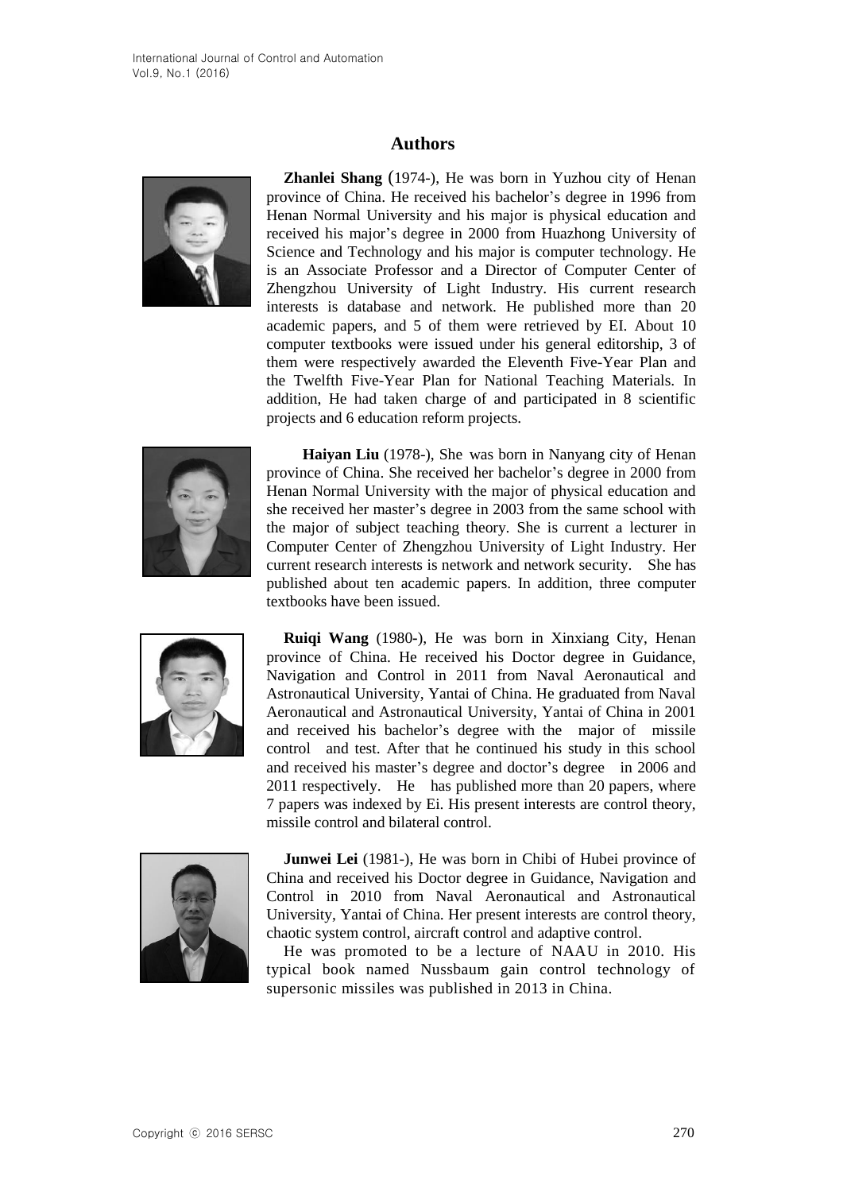## Authors

**Zhanlei Shang** (1974-), He was born in Yuzhou city of Henan province of China. He received his bachelor's degree in 1996 from Henan Normal University and his major is physical education and received his major's degree in 2000 from Huazhong University of Science and Technology and his major is computer technology. He is an Associate Professor and a Director of Computer Center of Zhengzhou University of Light Industry. His current research interests is database and network. He published more than 20 academic papers, and 5 of them were retrieved by EI. About 10 computer textbooks were issued under his general editorship, 3 of them were respectively awarded the Eleventh Five-Year Plan and the Twelfth Five-Year Plan for National Teaching Materials. In addition, He had taken charge of and participated in 8 scientific projects and 6 education reform projects.

**Haiyan Liu** (1978-), She was born in Nanyang city of Henan province of China. She received her bachelor's degree in 2000 from Henan Normal University with the major of physical education and she received her master's degree in 2003 from the same school with the major of subject teaching theory. She is current a lecturer in Computer Center of Zhengzhou University of Light Industry. Her current research interests is network and network security. She has published about ten academic papers. In addition, three computer textbooks have been issued.

**Ruiqi Wang** (1980-), He was born in Xinxiang City, Henan province of China. He received his Doctor degree in Guidance, Navigation and Control in 2011 from Naval Aeronautical and Astronautical University, Yantai of China. He graduated from Naval Aeronautical and Astronautical University, Yantai of China in 2001 and received his bachelor's degree with the major of missile control and test. After that he continued his study in this school and received his master's degree and doctor's degree in 2006 and 2011 respectively. He has published more than 20 papers, where 7 papers was indexed by Ei. His present interests are control theory, missile control and bilateral control.

**Junwei Lei** (1981-), He was born in Chibi of Hubei province of China and received his Doctor degree in Guidance, Navigation and Control in 2010 from Naval Aeronautical and Astronautical University, Yantai of China. Her present interests are control theory, chaotic system control, aircraft control and adaptive control.

He was promoted to be a lecture of NAAU in 2010. His typical book named Nussbaum gain control technology of supersonic missiles was published in 2013 in China.